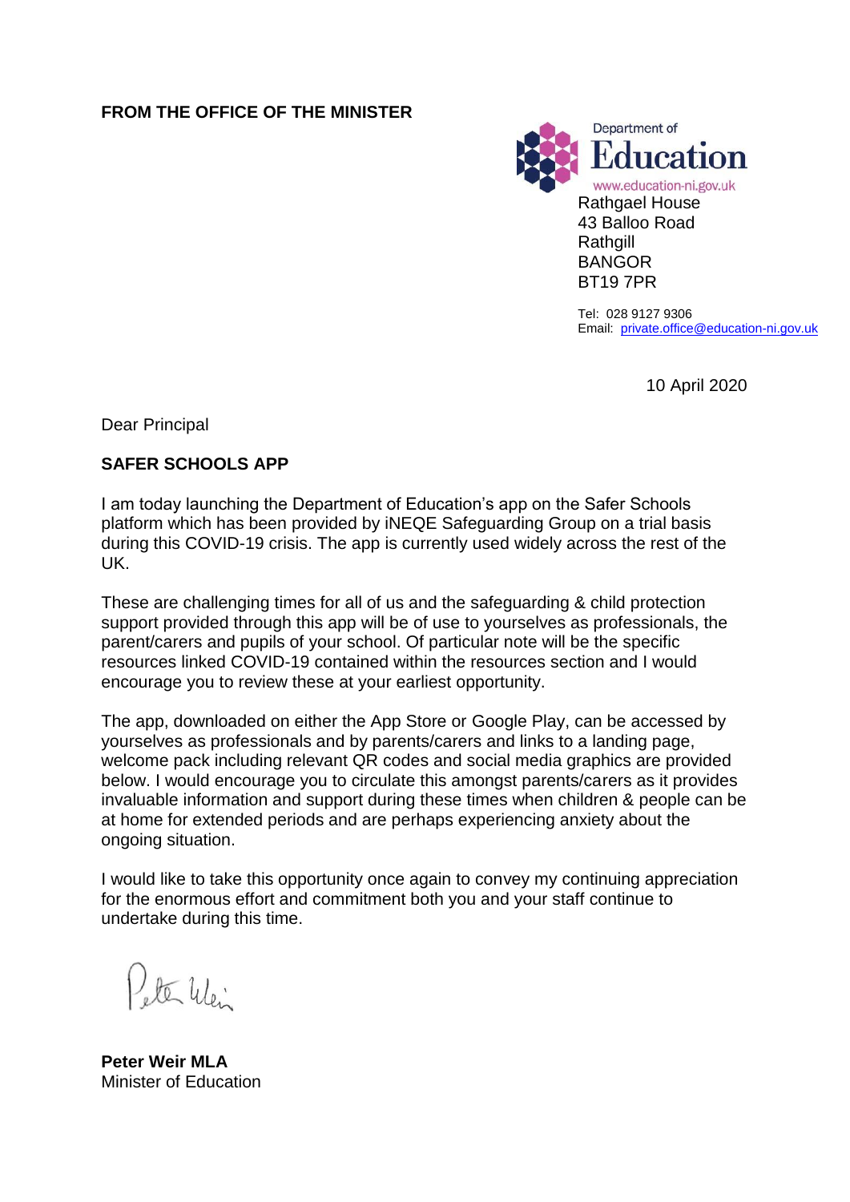**FROM THE OFFICE OF THE MINISTER**

Department of Education
www.education-ni.gov.uk

Rathgael House
43 Balloo Road
Rathgill
BANGOR
BT19 7PR

Tel: 028 9127 9306
Email: private.office@education-ni.gov.uk

10 April 2020

Dear Principal

**SAFER SCHOOLS APP**

I am today launching the Department of Education's app on the Safer Schools platform which has been provided by iNEQE Safeguarding Group on a trial basis during this COVID-19 crisis. The app is currently used widely across the rest of the UK.

These are challenging times for all of us and the safeguarding & child protection support provided through this app will be of use to yourselves as professionals, the parent/carers and pupils of your school. Of particular note will be the specific resources linked COVID-19 contained within the resources section and I would encourage you to review these at your earliest opportunity.

The app, downloaded on either the App Store or Google Play, can be accessed by yourselves as professionals and by parents/carers and links to a landing page, welcome pack including relevant QR codes and social media graphics are provided below. I would encourage you to circulate this amongst parents/carers as it provides invaluable information and support during these times when children & people can be at home for extended periods and are perhaps experiencing anxiety about the ongoing situation.

I would like to take this opportunity once again to convey my continuing appreciation for the enormous effort and commitment both you and your staff continue to undertake during this time.

Peter Weir

**Peter Weir MLA**
Minister of Education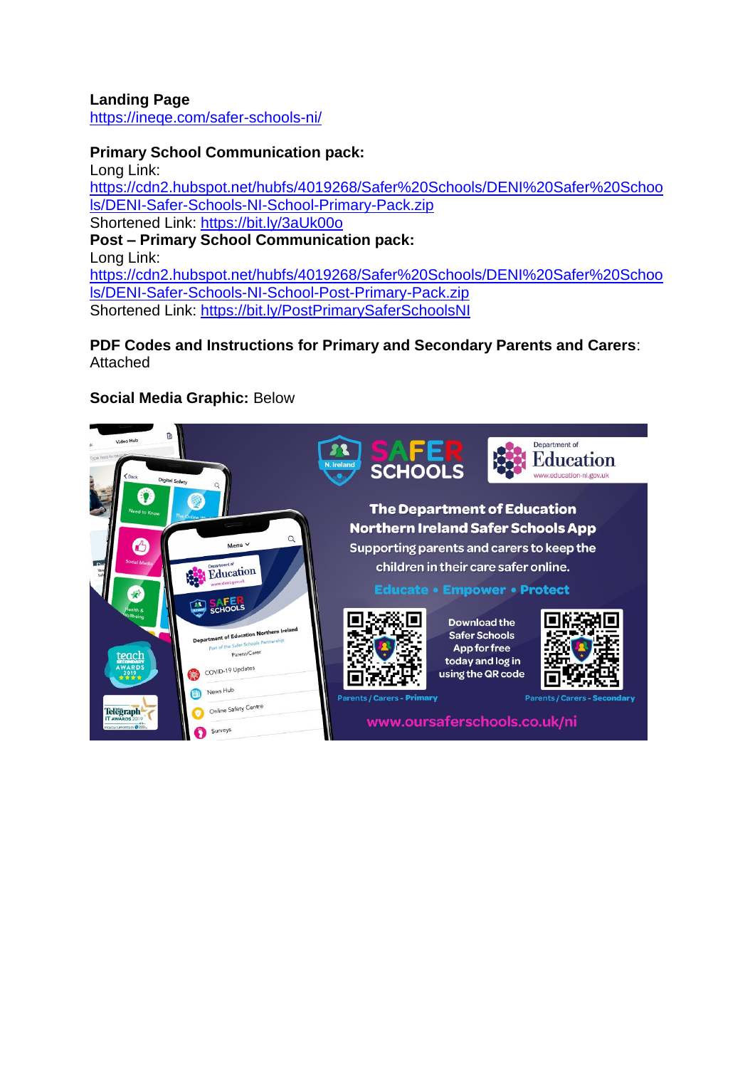**Landing Page**
https://ineqe.com/safer-schools-ni/

**Primary School Communication pack:**
Long Link:
https://cdn2.hubspot.net/hubfs/4019268/Safer%20Schools/DENI%20Safer%20Schools/DENI-Safer-Schools-NI-School-Primary-Pack.zip
Shortened Link: https://bit.ly/3aUk00o

**Post – Primary School Communication pack:**
Long Link:
https://cdn2.hubspot.net/hubfs/4019268/Safer%20Schools/DENI%20Safer%20Schools/DENI-Safer-Schools-NI-School-Post-Primary-Pack.zip
Shortened Link: https://bit.ly/PostPrimarySaferSchoolsNI

**PDF Codes and Instructions for Primary and Secondary Parents and Carers**: Attached

**Social Media Graphic:** Below